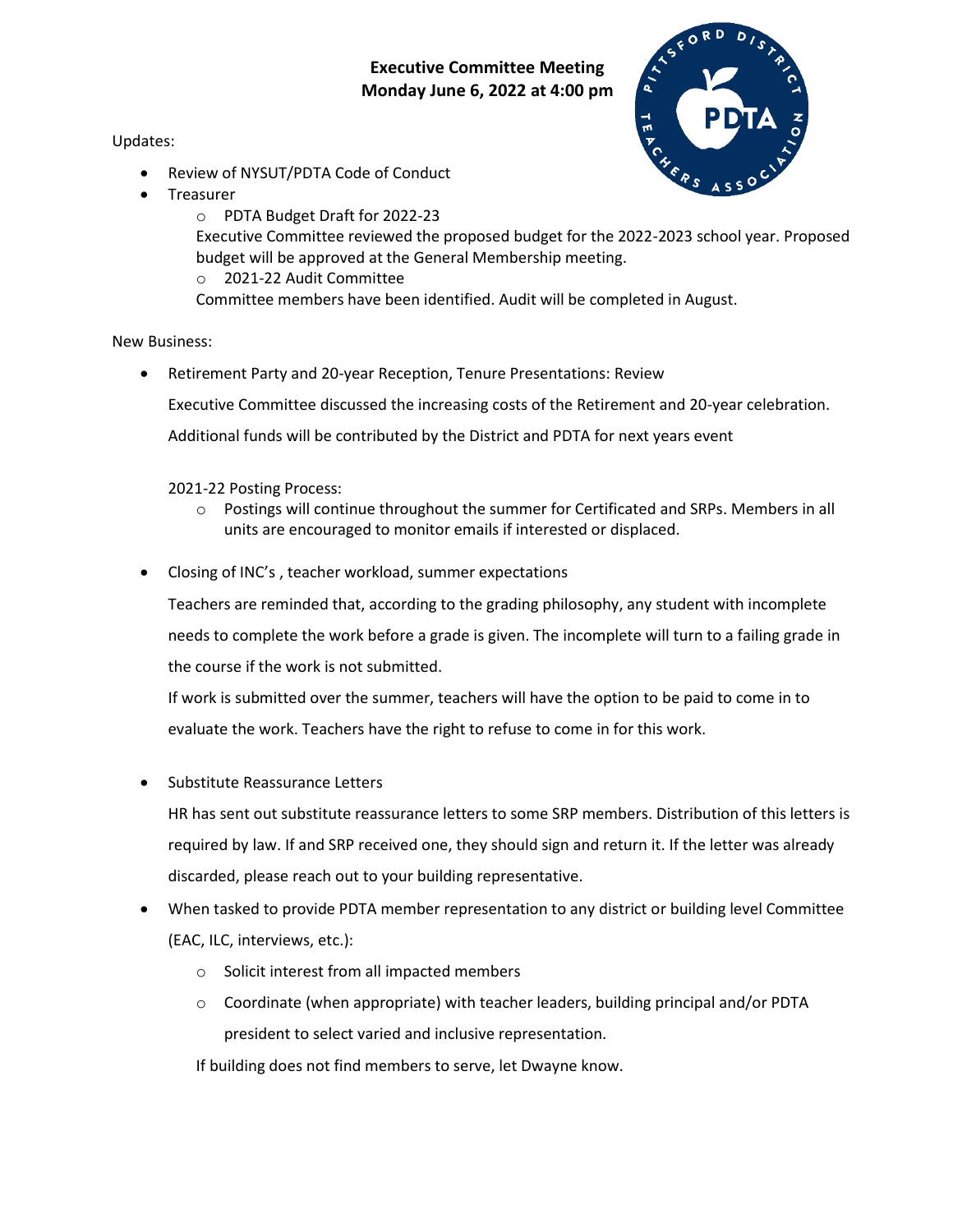# Executive Committee Meeting
## Monday June 6, 2022 at 4:00 pm

Updates:

- Review of NYSUT/PDTA Code of Conduct
- Treasurer
  - PDTA Budget Draft for 2022-23

    Executive Committee reviewed the proposed budget for the 2022-2023 school year. Proposed budget will be approved at the General Membership meeting.
  - 2021-22 Audit Committee

    Committee members have been identified. Audit will be completed in August.

New Business:

- Retirement Party and 20-year Reception, Tenure Presentations: Review

  Executive Committee discussed the increasing costs of the Retirement and 20-year celebration.

  Additional funds will be contributed by the District and PDTA for next years event

  2021-22 Posting Process:
  - Postings will continue throughout the summer for Certificated and SRPs. Members in all units are encouraged to monitor emails if interested or displaced.

- Closing of INC's , teacher workload, summer expectations

  Teachers are reminded that, according to the grading philosophy, any student with incomplete needs to complete the work before a grade is given. The incomplete will turn to a failing grade in the course if the work is not submitted.

  If work is submitted over the summer, teachers will have the option to be paid to come in to evaluate the work. Teachers have the right to refuse to come in for this work.

- Substitute Reassurance Letters

  HR has sent out substitute reassurance letters to some SRP members. Distribution of this letters is required by law. If and SRP received one, they should sign and return it. If the letter was already discarded, please reach out to your building representative.

- When tasked to provide PDTA member representation to any district or building level Committee (EAC, ILC, interviews, etc.):
  - Solicit interest from all impacted members
  - Coordinate (when appropriate) with teacher leaders, building principal and/or PDTA president to select varied and inclusive representation.

  If building does not find members to serve, let Dwayne know.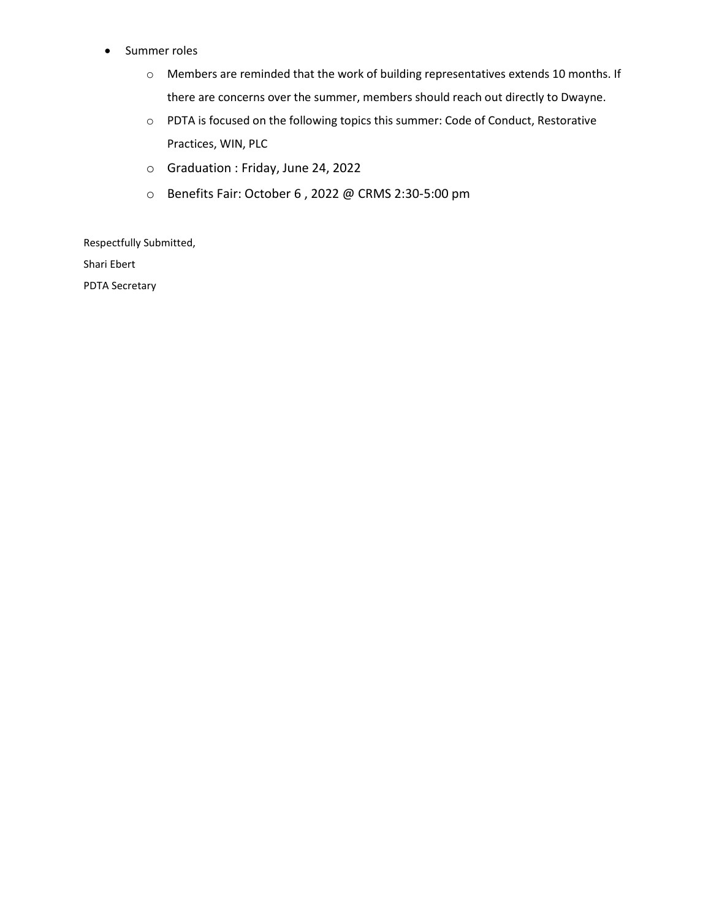- Summer roles
  - Members are reminded that the work of building representatives extends 10 months. If there are concerns over the summer, members should reach out directly to Dwayne.
  - PDTA is focused on the following topics this summer: Code of Conduct, Restorative Practices, WIN, PLC
  - Graduation : Friday, June 24, 2022
  - Benefits Fair: October 6 , 2022 @ CRMS 2:30-5:00 pm

Respectfully Submitted,

Shari Ebert

PDTA Secretary